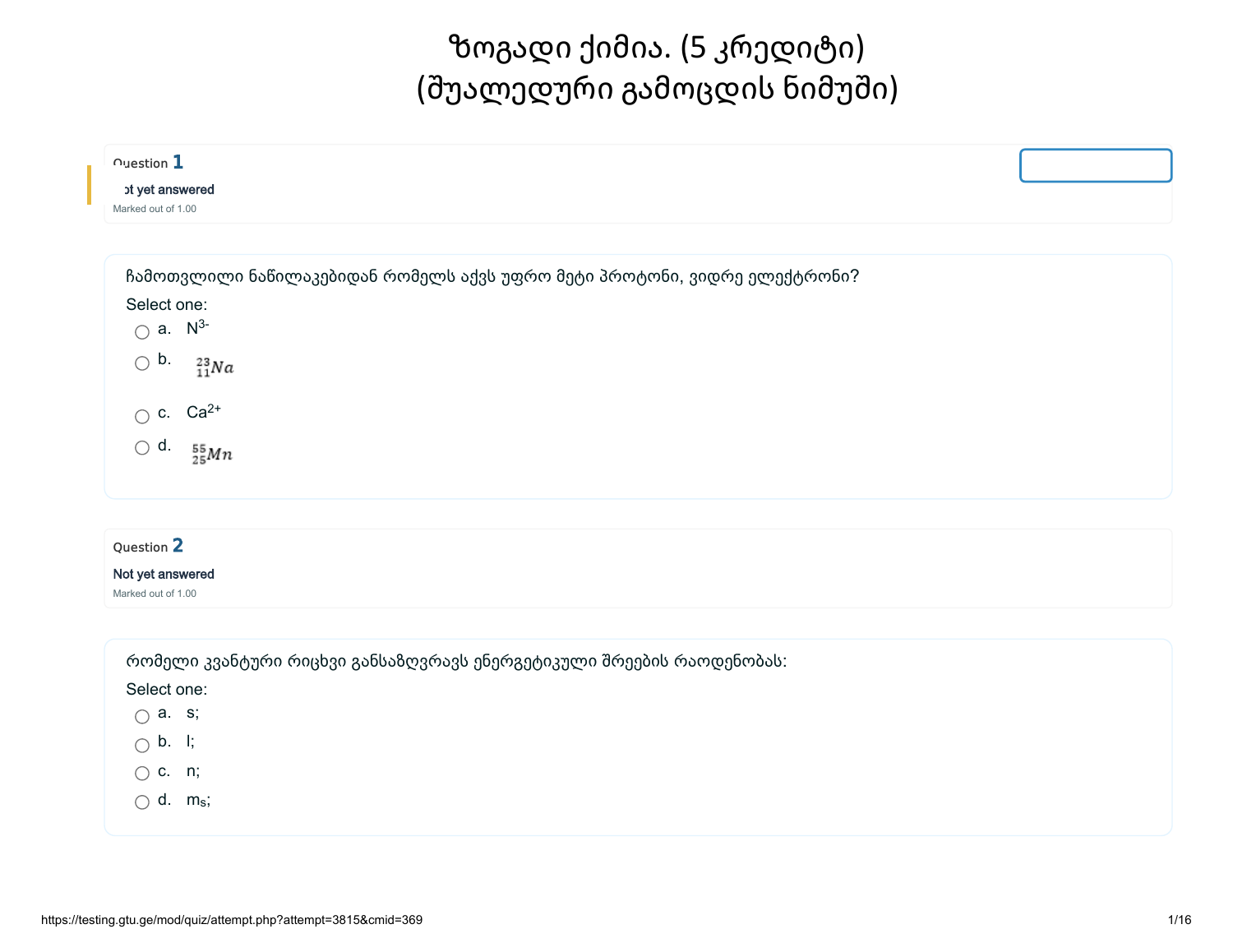# ზოგადი ქიმია. (5 კრედიტი)
# (შუალედური გამოცდის ნიმუში)

Question **1**

Not yet answered

Marked out of 1.00

ჩამოთვლილი ნაწილაკებიდან რომელს აქვს უფრო მეტი პროტონი, ვიდრე ელექტრონი?

Select one:

- a. $N^{3-}$
- b. $^{23}_{11}Na$
- c. $Ca^{2+}$
- d. $^{55}_{25}Mn$

Question **2**

Not yet answered

Marked out of 1.00

რომელი კვანტური რიცხვი განსაზღვრავს ენერგეტიკული შრეების რაოდენობას:

Select one:

- a. s;
- b. l;
- c. n;
- d. $m_s$;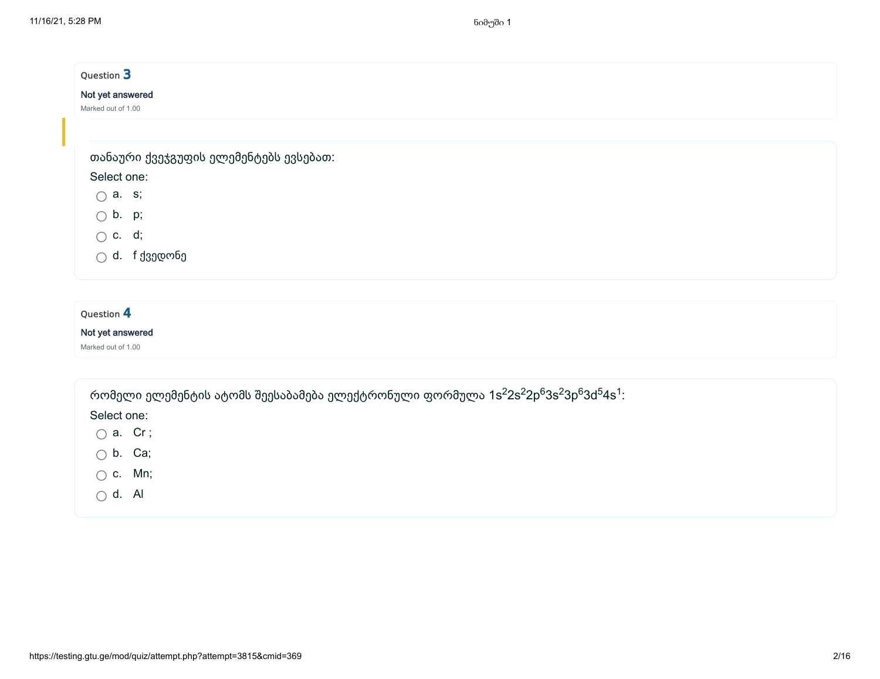Question **3**

Not yet answered

Marked out of 1.00

თანაური ქვეჯგუფის ელემენტებს ევსებათ:

Select one:

- a. s;
- b. p;
- c. d;
- d. f ქვედონე

Question **4**

Not yet answered

Marked out of 1.00

რომელი ელემენტის ატომს შეესაბამება ელექტრონული ფორმულა $1s^22s^22p^63s^23p^63d^54s^1$:

Select one:

- a. Cr ;
- b. Ca;
- c. Mn;
- d. Al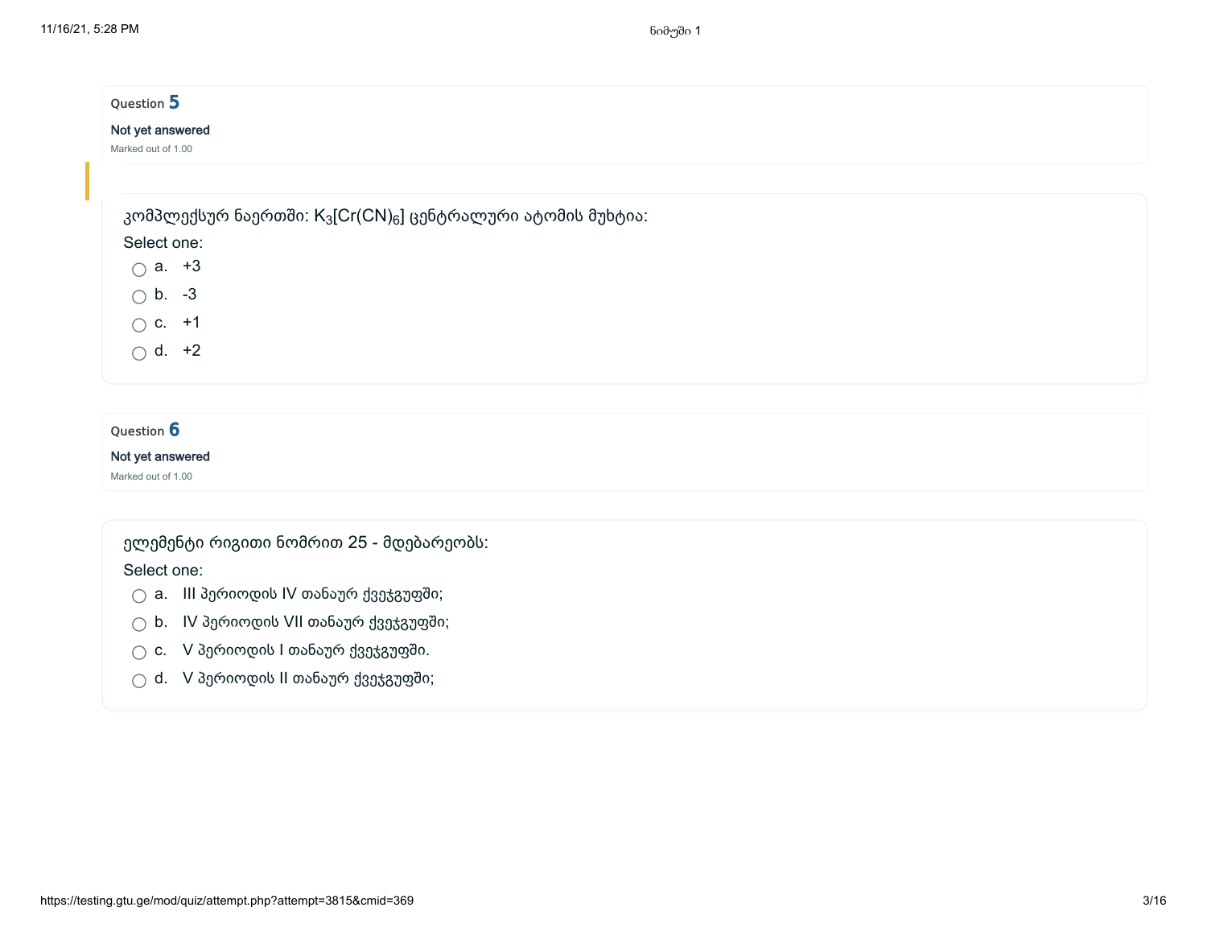Question **5**

Not yet answered

Marked out of 1.00

კომპლექსურ ნაერთში: $K_3[Cr(CN)_6]$ ცენტრალური ატომის მუხტია:

Select one:

- a. +3
- b. -3
- c. +1
- d. +2

Question **6**

Not yet answered

Marked out of 1.00

ელემენტი რიგითი ნომრით 25 - მდებარეობს:

Select one:

- a. III პერიოდის IV თანაურ ქვეჯგუფში;
- b. IV პერიოდის VII თანაურ ქვეჯგუფში;
- c. V პერიოდის I თანაურ ქვეჯგუფში.
- d. V პერიოდის II თანაურ ქვეჯგუფში;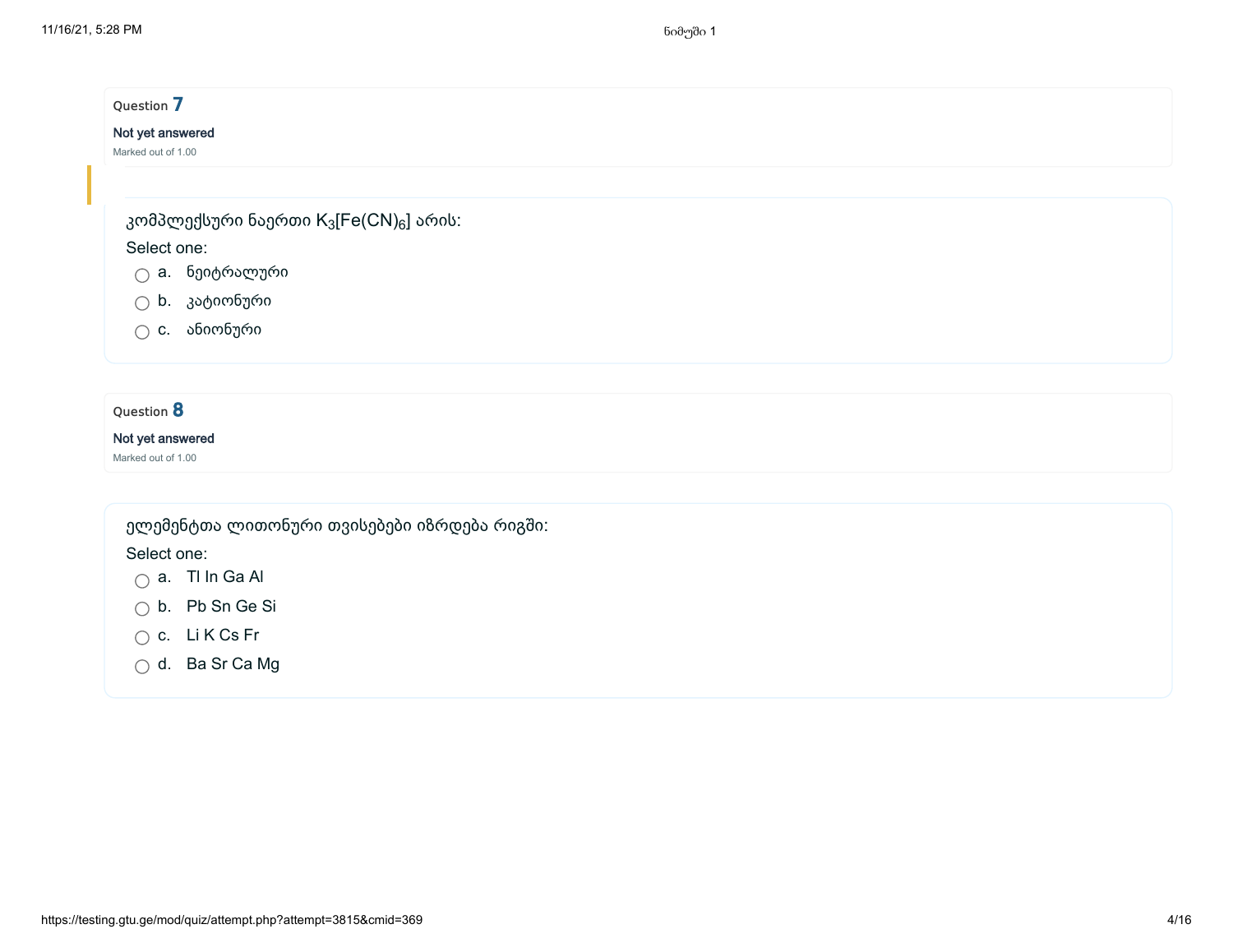Question 7

Not yet answered

Marked out of 1.00

კომპლექსური ნაერთი $K_3[Fe(CN)_6]$ არის:

Select one:

- a. ნეიტრალური
- b. კატიონური
- c. ანიონური

Question 8

Not yet answered

Marked out of 1.00

ელემენტთა ლითონური თვისებები იზრდება რიგში:

Select one:

- a. Tl In Ga Al
- b. Pb Sn Ge Si
- c. Li K Cs Fr
- d. Ba Sr Ca Mg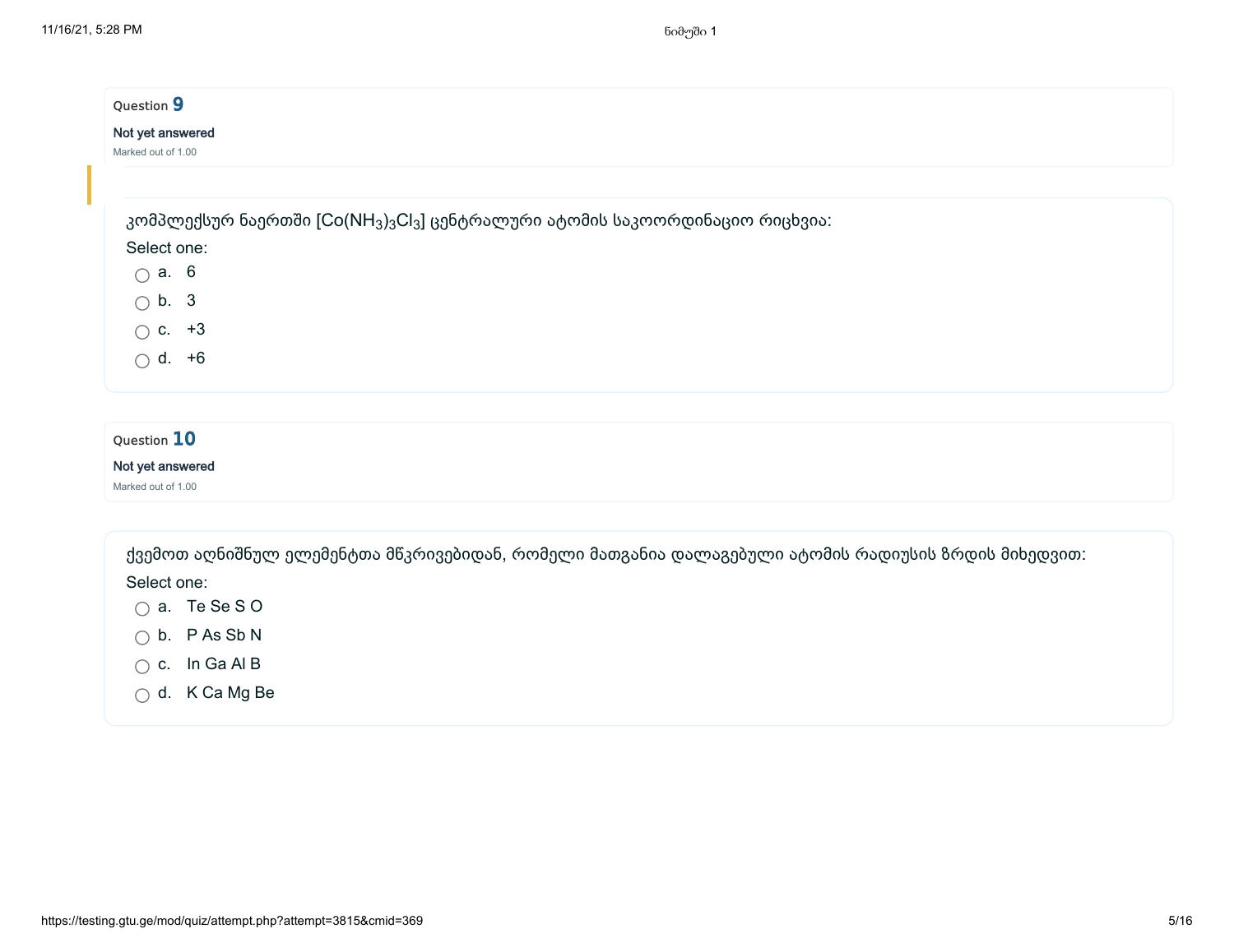Question **9**

Not yet answered

Marked out of 1.00

კომპლექსურ ნაერთში $[Co(NH_3)_3Cl_3]$ ცენტრალური ატომის საკოორდინაციო რიცხვია:

Select one:

- a. 6
- b. 3
- c. +3
- d. +6

Question **10**

Not yet answered

Marked out of 1.00

ქვემოთ აღნიშნულ ელემენტთა მწკრივებიდან, რომელი მათგანია დალაგებული ატომის რადიუსის ზრდის მიხედვით:

Select one:

- a. Te Se S O
- b. P As Sb N
- c. In Ga Al B
- d. K Ca Mg Be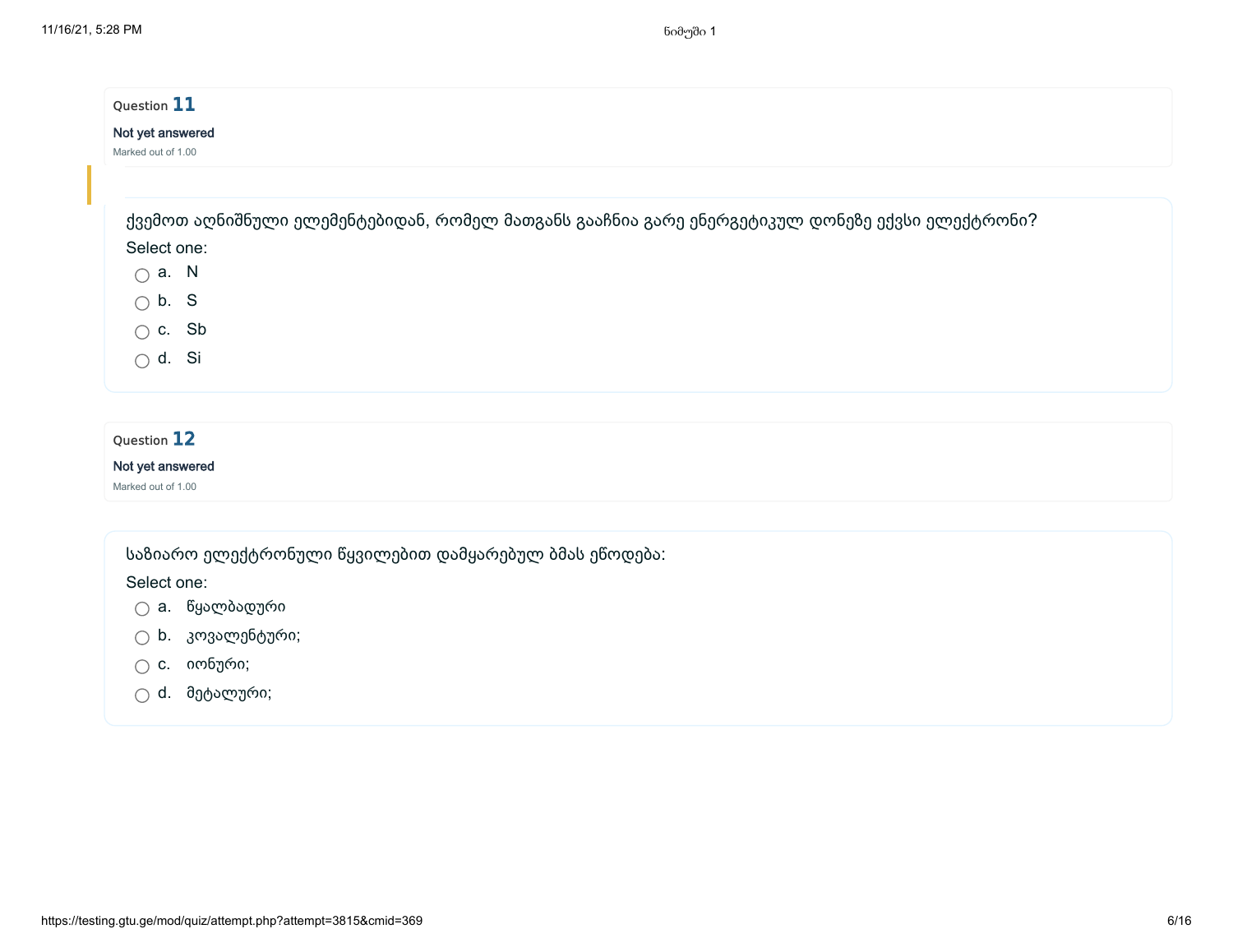Question **11**

**Not yet answered**

Marked out of 1.00

ქვემოთ აღნიშნული ელემენტებიდან, რომელ მათგანს გააჩნია გარე ენერგეტიკულ დონეზე ექვსი ელექტრონი?

Select one:

- a. N
- b. S
- c. Sb
- d. Si

Question **12**

**Not yet answered**

Marked out of 1.00

საზიარო ელექტრონული წყვილებით დამყარებულ ბმას ეწოდება:

Select one:

- a. წყალბადური
- b. კოვალენტური;
- c. იონური;
- d. მეტალური;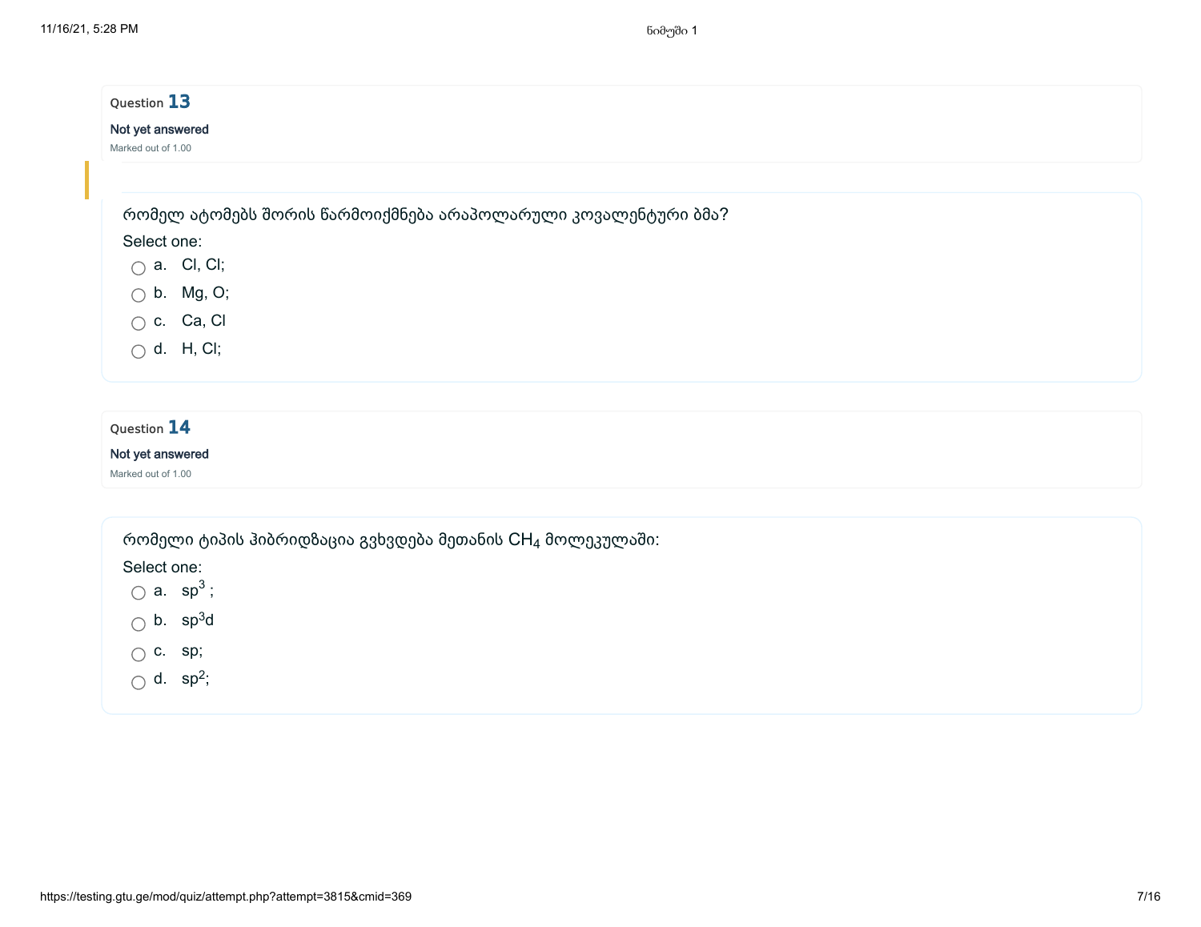Question **13**

Not yet answered

Marked out of 1.00

რომელ ატომებს შორის წარმოიქმნება არაპოლარული კოვალენტური ბმა?

Select one:

- a. Cl, Cl;
- b. Mg, O;
- c. Ca, Cl
- d. H, Cl;

Question **14**

Not yet answered

Marked out of 1.00

რომელი ტიპის ჰიბრიდზაცია გვხვდება მეთანის $CH_4$ მოლეკულაში:

Select one:

- a. $sp^3$ ;
- b. $sp^3d$
- c. sp;
- d. $sp^2$;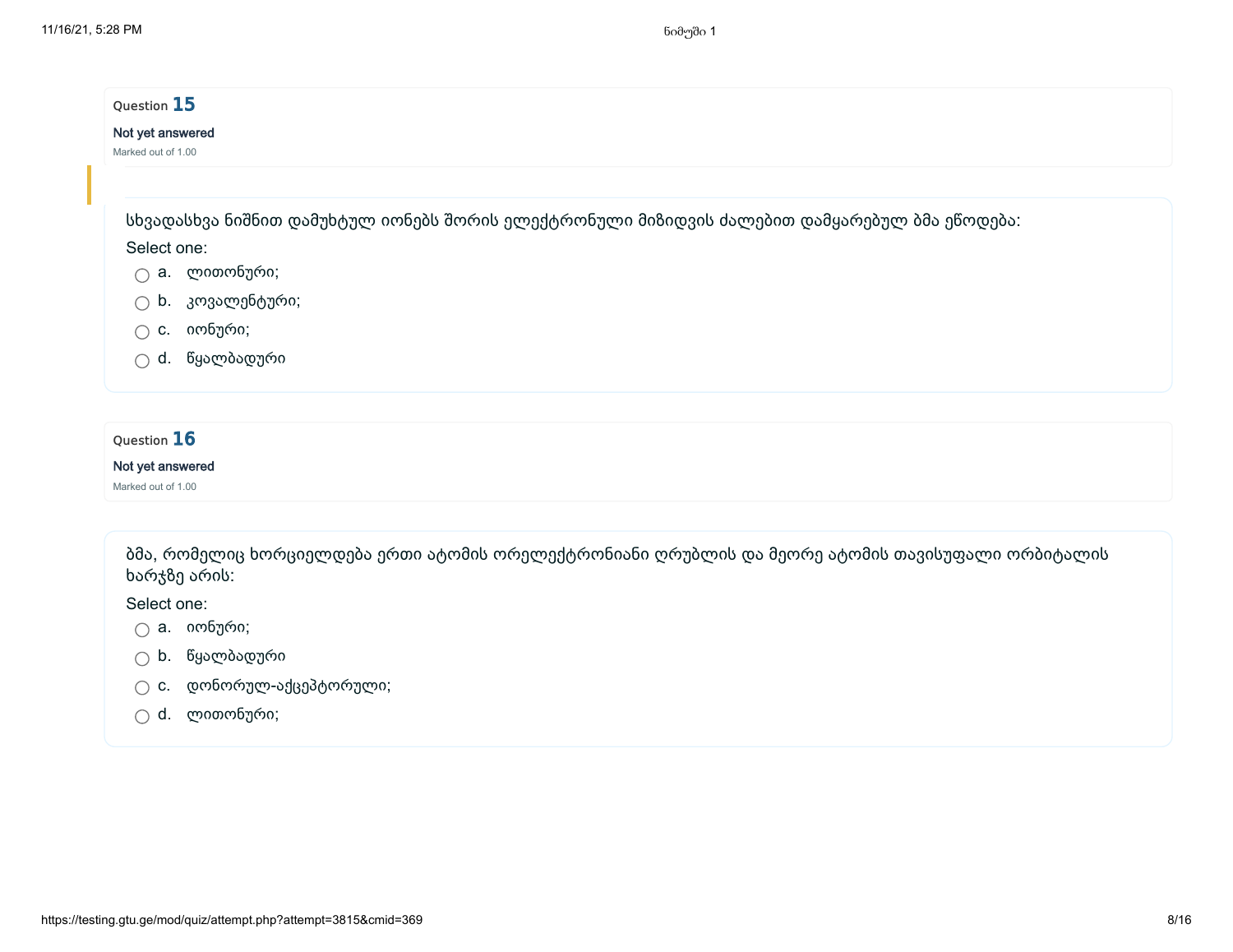Question **15**

Not yet answered

Marked out of 1.00

სხვადასხვა ნიშნით დამუხტულ იონებს შორის ელექტრონული მიზიდვის ძალებით დამყარებულ ბმა ეწოდება:

Select one:

- a. ლითონური;
- b. კოვალენტური;
- c. იონური;
- d. წყალბადური

Question **16**

Not yet answered

Marked out of 1.00

ბმა, რომელიც ხორციელდება ერთი ატომის ორელექტრონიანი ღრუბლის და მეორე ატომის თავისუფალი ორბიტალის ხარჯზე არის:

Select one:

- a. იონური;
- b. წყალბადური
- c. დონორულ-აქცეპტორული;
- d. ლითონური;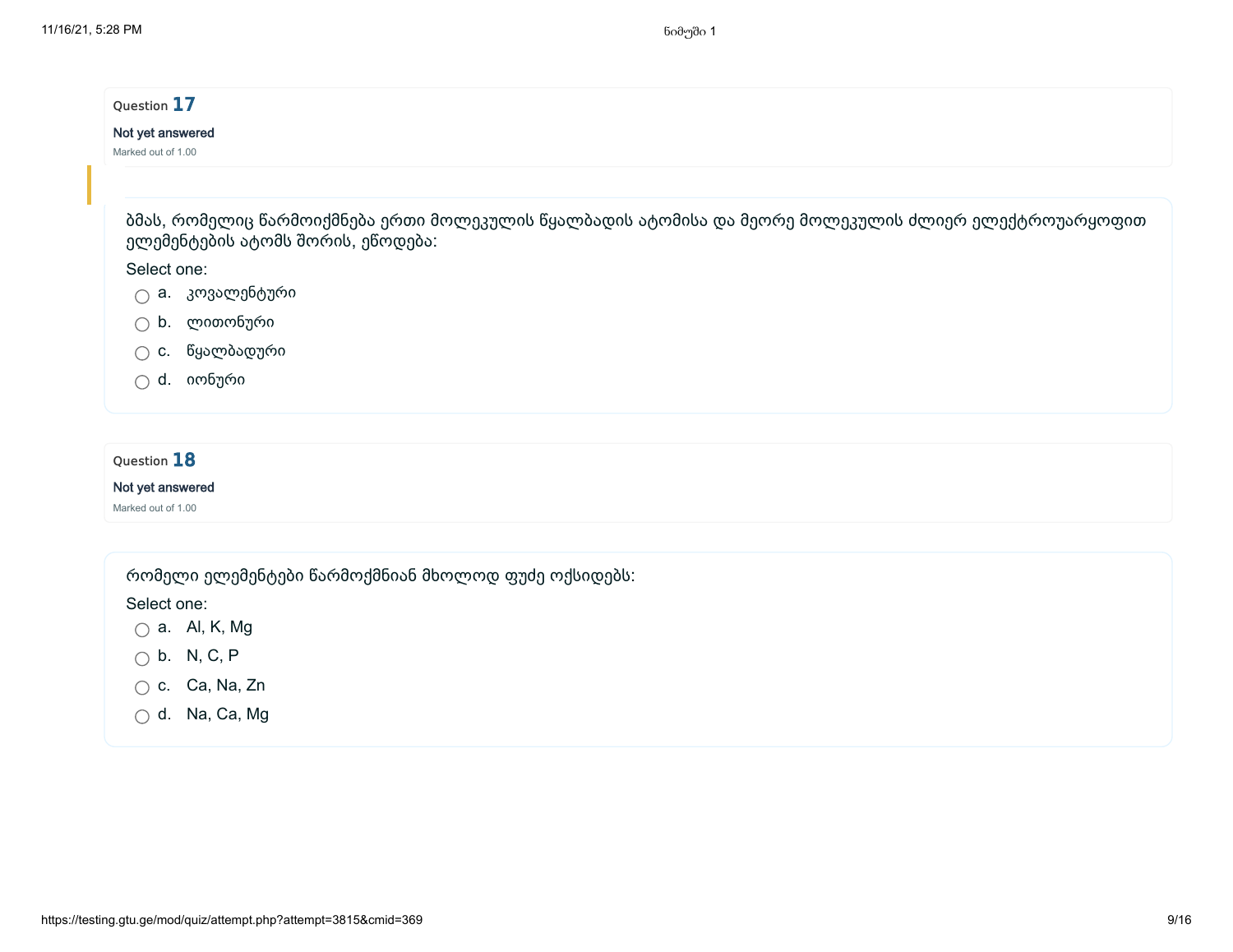Question **17**

Not yet answered

Marked out of 1.00

ბმას, რომელიც წარმოიქმნება ერთი მოლეკულის წყალბადის ატომისა და მეორე მოლეკულის ძლიერ ელექტროუარყოფით ელემენტების ატომს შორის, ეწოდება:

Select one:

- a. კოვალენტური
- b. ლითონური
- c. წყალბადური
- d. იონური

Question **18**

Not yet answered

Marked out of 1.00

რომელი ელემენტები წარმოქმნიან მხოლოდ ფუძე ოქსიდებს:

Select one:

- a. Al, K, Mg
- b. N, C, P
- c. Ca, Na, Zn
- d. Na, Ca, Mg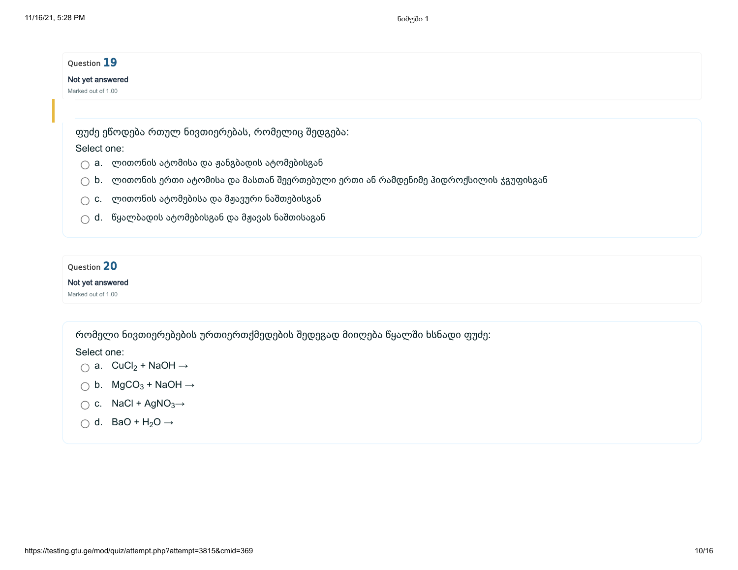Question **19**

Not yet answered

Marked out of 1.00

ფუძე ეწოდება რთულ ნივთიერებას, რომელიც შედგება:

Select one:

- a. ლითონის ატომისა და ჟანგბადის ატომებისგან
- b. ლითონის ერთი ატომისა და მასთან შეერთებული ერთი ან რამდენიმე ჰიდროქსილის ჯგუფისგან
- c. ლითონის ატომებისა და მჟავური ნაშთებისგან
- d. წყალბადის ატომებისგან და მჟავას ნაშთისაგან

Question **20**

Not yet answered

Marked out of 1.00

რომელი ნივთიერებების ურთიერთქმედების შედეგად მიიღება წყალში ხსნადი ფუძე:

Select one:

- a. $CuCl_2 + NaOH \rightarrow$
- b. $MgCO_3 + NaOH \rightarrow$
- c. $NaCl + AgNO_3 \rightarrow$
- d. $BaO + H_2O \rightarrow$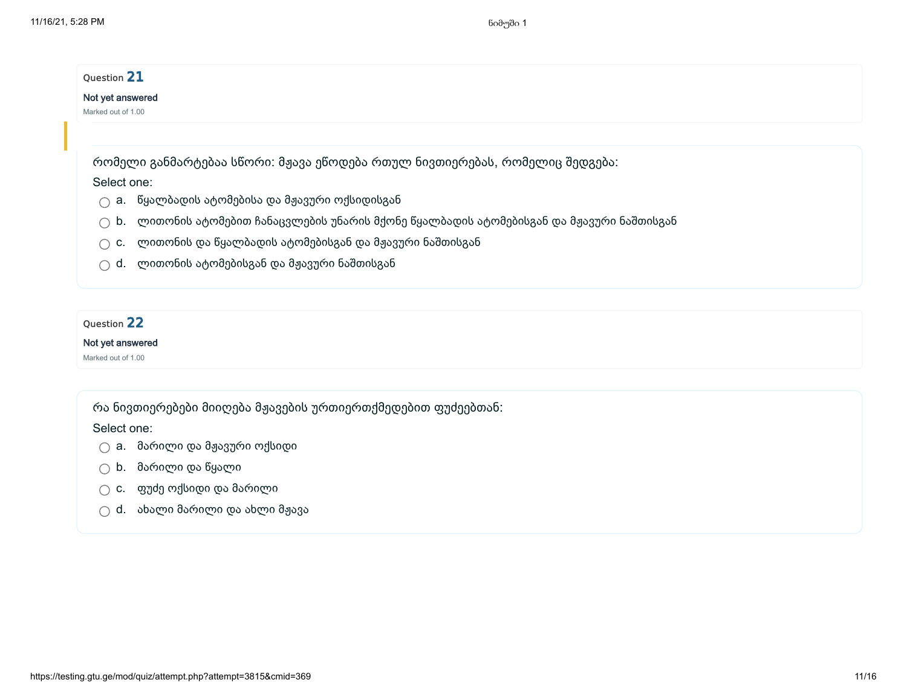Question **21**

Not yet answered

Marked out of 1.00

რომელი განმარტებაა სწორი: მჟავა ეწოდება რთულ ნივთიერებას, რომელიც შედგება:

Select one:

- a. წყალბადის ატომებისა და მჟავური ოქსიდისგან
- b. ლითონის ატომებით ჩანაცვლების უნარის მქონე წყალბადის ატომებისგან და მჟავური ნაშთისგან
- c. ლითონის და წყალბადის ატომებისგან და მჟავური ნაშთისგან
- d. ლითონის ატომებისგან და მჟავური ნაშთისგან

Question **22**

Not yet answered

Marked out of 1.00

რა ნივთიერებები მიიღება მჟავების ურთიერთქმედებით ფუძეებთან:

Select one:

- a. მარილი და მჟავური ოქსიდი
- b. მარილი და წყალი
- c. ფუძე ოქსიდი და მარილი
- d. ახალი მარილი და ახლი მჟავა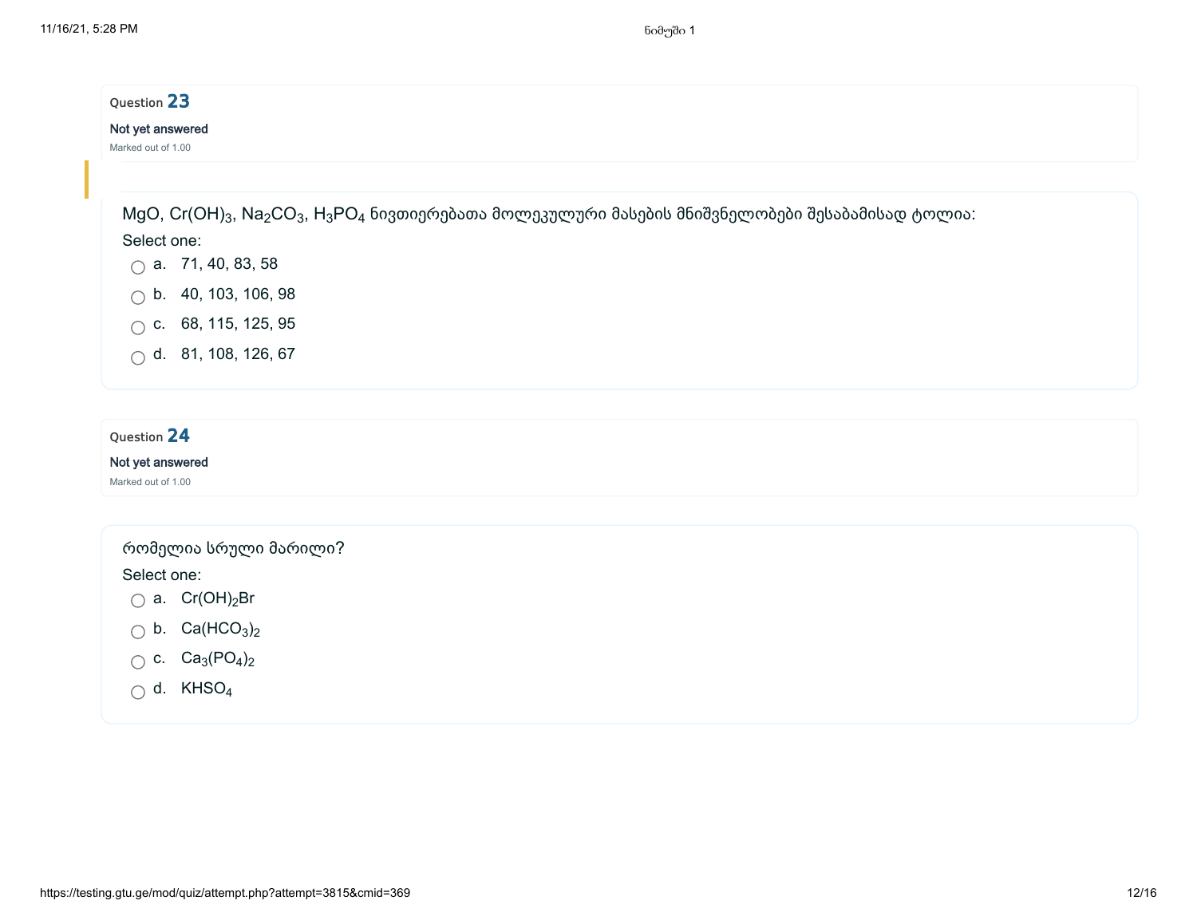Question **23**

Not yet answered

Marked out of 1.00

$MgO$, $Cr(OH)_3$, $Na_2CO_3$, $H_3PO_4$ ნივთიერებათა მოლეკულური მასების მნიშვნელობები შესაბამისად ტოლია:

Select one:

- a. 71, 40, 83, 58
- b. 40, 103, 106, 98
- c. 68, 115, 125, 95
- d. 81, 108, 126, 67

Question **24**

Not yet answered

Marked out of 1.00

რომელია სრული მარილი?

Select one:

- a. $Cr(OH)_2Br$
- b. $Ca(HCO_3)_2$
- c. $Ca_3(PO_4)_2$
- d. $KHSO_4$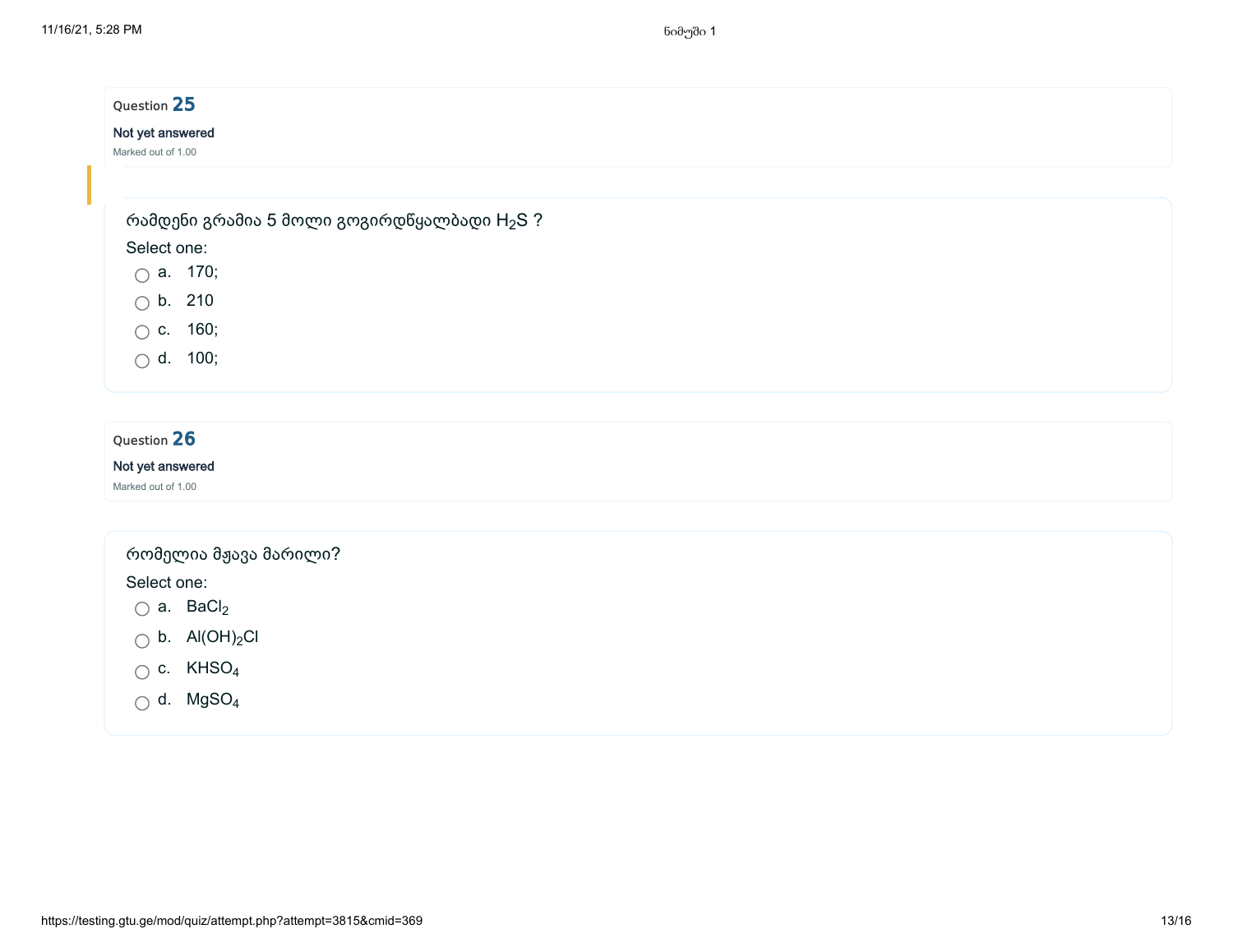Question **25**

Not yet answered

Marked out of 1.00

რამდენი გრამია 5 მოლი გოგირდწყალბადი $H_2S$ ?

Select one:

- a. 170;
- b. 210
- c. 160;
- d. 100;

Question **26**

Not yet answered

Marked out of 1.00

რომელია მჟავა მარილი?

Select one:

- a. $BaCl_2$
- b. $Al(OH)_2Cl$
- c. $KHSO_4$
- d. $MgSO_4$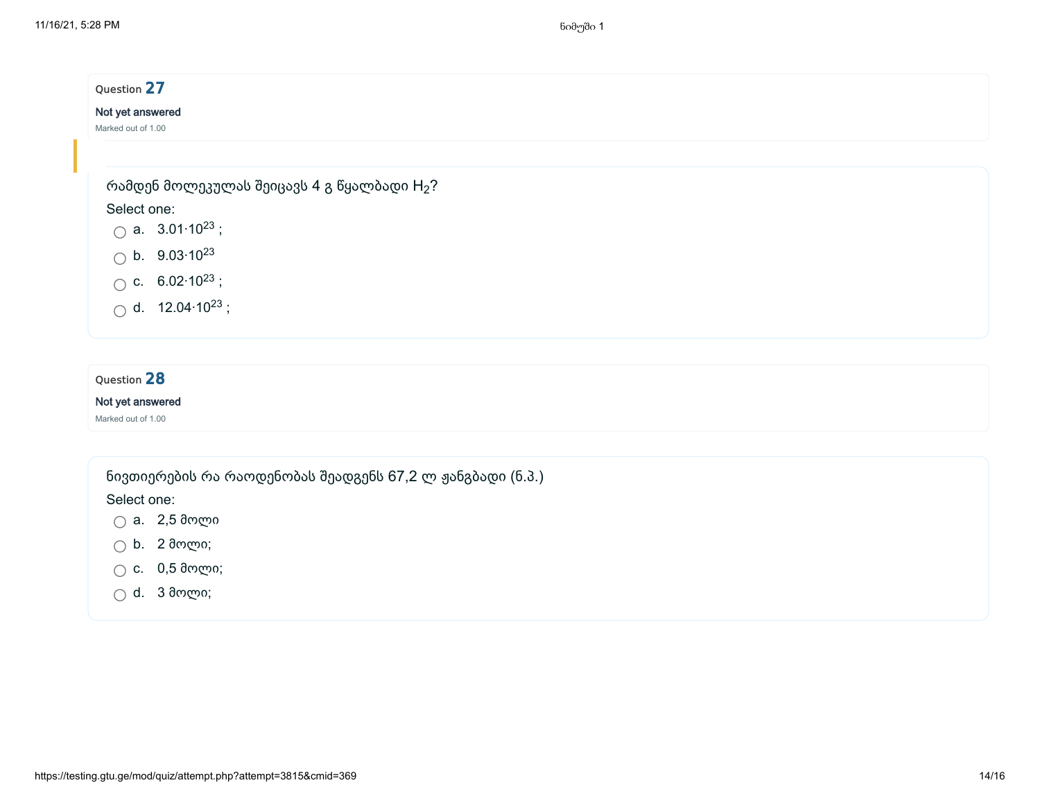Question **27**

Not yet answered

Marked out of 1.00

რამდენ მოლეკულას შეიცავს 4 გ წყალბადი $H_2$?

Select one:

- a. $3.01 \cdot 10^{23}$ ;
- b. $9.03 \cdot 10^{23}$
- c. $6.02 \cdot 10^{23}$ ;
- d. $12.04 \cdot 10^{23}$ ;

Question **28**

Not yet answered

Marked out of 1.00

ნივთიერების რა რაოდენობას შეადგენს 67,2 ლ ჟანგბადი (ნ.პ.)

Select one:

- a. 2,5 მოლი
- b. 2 მოლი;
- c. 0,5 მოლი;
- d. 3 მოლი;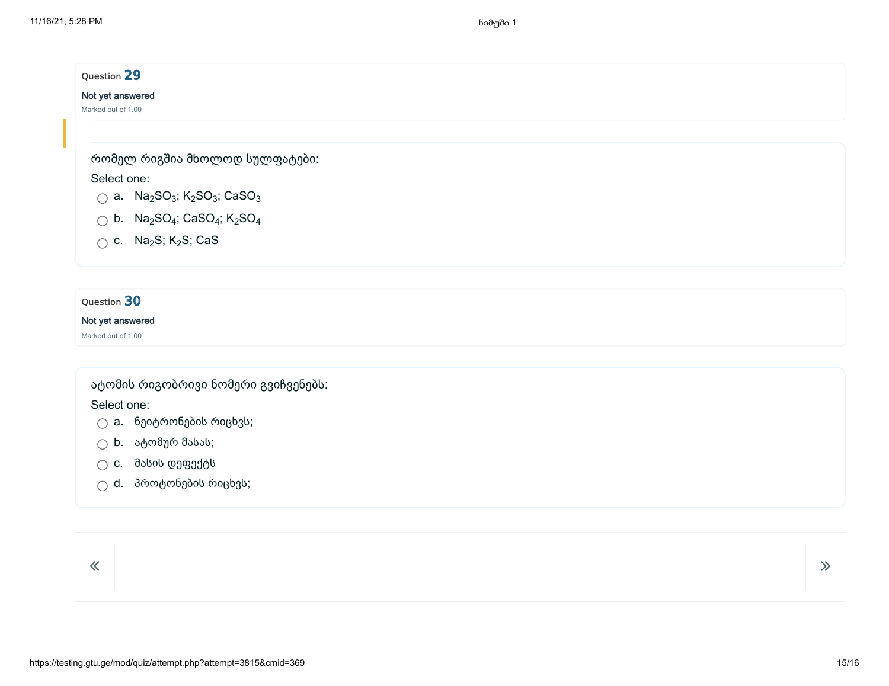Question **29**

Not yet answered

Marked out of 1.00

რომელ რიგშია მხოლოდ სულფატები:

Select one:

- a. $Na_2SO_3$; $K_2SO_3$; $CaSO_3$
- b. $Na_2SO_4$; $CaSO_4$; $K_2SO_4$
- c. $Na_2S$; $K_2S$; $CaS$

Question **30**

Not yet answered

Marked out of 1.00

ატომის რიგობრივი ნომერი გვიჩვენებს:

Select one:

- a. ნეიტრონების რიცხვს;
- b. ატომურ მასას;
- c. მასის დეფექტს
- d. პროტონების რიცხვს;